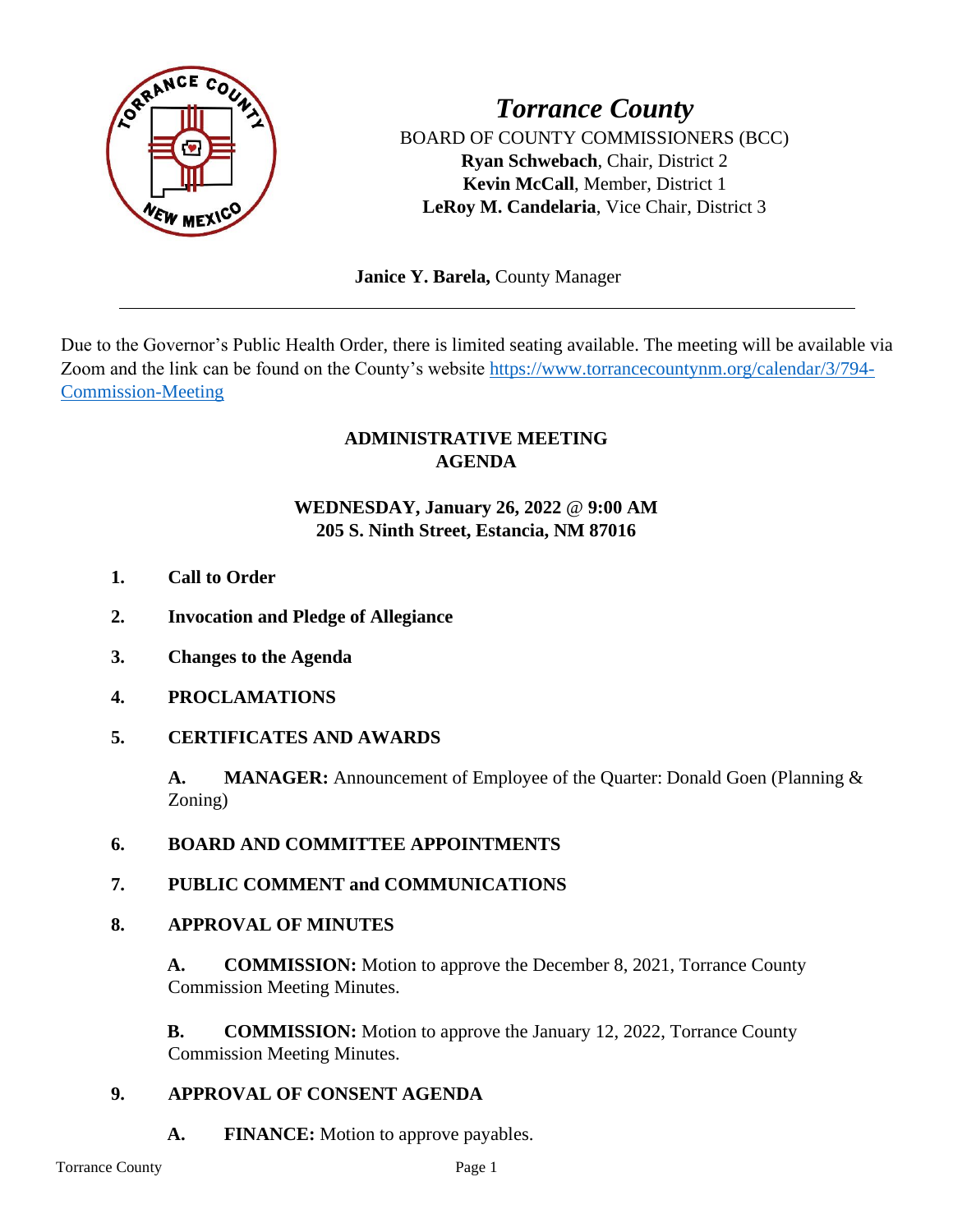# *Torrance County*

BOARD OF COUNTY COMMISSIONERS (BCC)
**Ryan Schwebach**, Chair, District 2
**Kevin McCall**, Member, District 1
**LeRoy M. Candelaria**, Vice Chair, District 3

**Janice Y. Barela,** County Manager

---

Due to the Governor's Public Health Order, there is limited seating available. The meeting will be available via Zoom and the link can be found on the County's website [https://www.torrancecountynm.org/calendar/3/794-Commission-Meeting](https://www.torrancecountynm.org/calendar/3/794-Commission-Meeting)

## ADMINISTRATIVE MEETING AGENDA

**WEDNESDAY, January 26, 2022 @ 9:00 AM**
**205 S. Ninth Street, Estancia, NM 87016**

1. **Call to Order**

2. **Invocation and Pledge of Allegiance**

3. **Changes to the Agenda**

4. **PROCLAMATIONS**

5. **CERTIFICATES AND AWARDS**

   **A. MANAGER:** Announcement of Employee of the Quarter: Donald Goen (Planning & Zoning)

6. **BOARD AND COMMITTEE APPOINTMENTS**

7. **PUBLIC COMMENT and COMMUNICATIONS**

8. **APPROVAL OF MINUTES**

   **A. COMMISSION:** Motion to approve the December 8, 2021, Torrance County Commission Meeting Minutes.

   **B. COMMISSION:** Motion to approve the January 12, 2022, Torrance County Commission Meeting Minutes.

9. **APPROVAL OF CONSENT AGENDA**

   **A. FINANCE:** Motion to approve payables.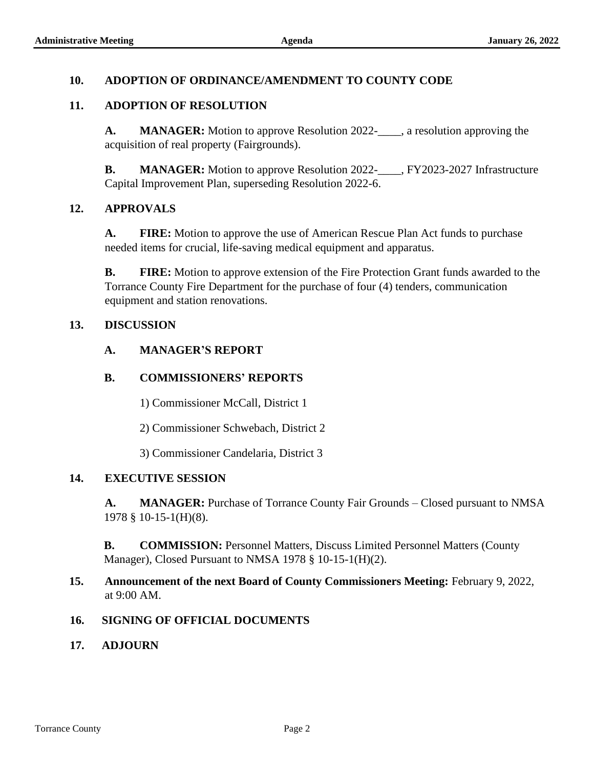**10. ADOPTION OF ORDINANCE/AMENDMENT TO COUNTY CODE**

**11. ADOPTION OF RESOLUTION**

**A. MANAGER:** Motion to approve Resolution 2022-____, a resolution approving the acquisition of real property (Fairgrounds).

**B. MANAGER:** Motion to approve Resolution 2022-____, FY2023-2027 Infrastructure Capital Improvement Plan, superseding Resolution 2022-6.

**12. APPROVALS**

**A. FIRE:** Motion to approve the use of American Rescue Plan Act funds to purchase needed items for crucial, life-saving medical equipment and apparatus.

**B. FIRE:** Motion to approve extension of the Fire Protection Grant funds awarded to the Torrance County Fire Department for the purchase of four (4) tenders, communication equipment and station renovations.

**13. DISCUSSION**

**A. MANAGER'S REPORT**

**B. COMMISSIONERS' REPORTS**

1) Commissioner McCall, District 1

2) Commissioner Schwebach, District 2

3) Commissioner Candelaria, District 3

**14. EXECUTIVE SESSION**

**A. MANAGER:** Purchase of Torrance County Fair Grounds – Closed pursuant to NMSA 1978 § 10-15-1(H)(8).

**B. COMMISSION:** Personnel Matters, Discuss Limited Personnel Matters (County Manager), Closed Pursuant to NMSA 1978 § 10-15-1(H)(2).

**15. Announcement of the next Board of County Commissioners Meeting:** February 9, 2022, at 9:00 AM.

**16. SIGNING OF OFFICIAL DOCUMENTS**

**17. ADJOURN**